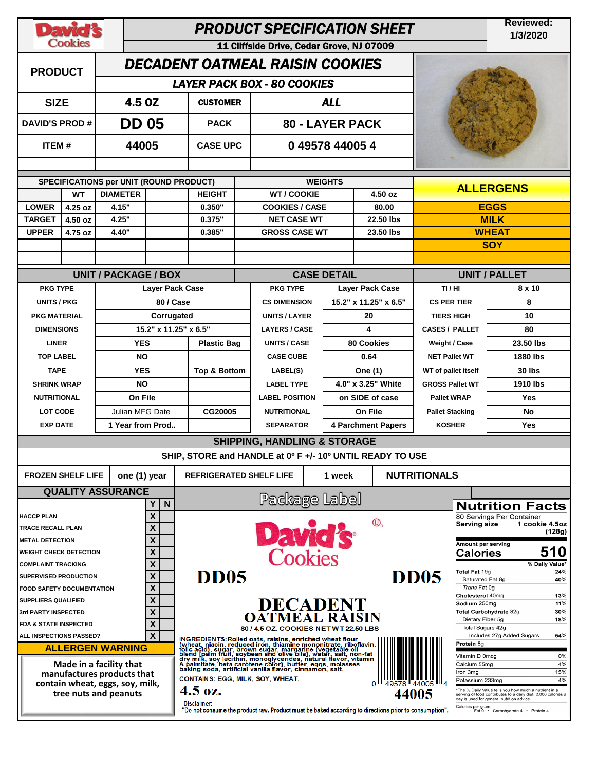# PRODUCT SPECIFICATION SHEET

David's Cookies

11 Cliffside Drive, Cedar Grove, NJ 07009

Reviewed: 1/3/2020

| | | | |
|---|---|---|---|
| **PRODUCT** | **DECADENT OATMEAL RAISIN COOKIES** | | |
| | **LAYER PACK BOX - 80 COOKIES** | | |
| **SIZE** | **4.5 OZ** | **CUSTOMER** | **ALL** |
| **DAVID'S PROD #** | **DD 05** | **PACK** | **80 - LAYER PACK** |
| **ITEM #** | **44005** | **CASE UPC** | **0 49578 44005 4** |

## SPECIFICATIONS per UNIT (ROUND PRODUCT)

| | WT | DIAMETER | HEIGHT |
|---|---|---|---|
| LOWER | 4.25 oz | 4.15" | 0.350" |
| TARGET | 4.50 oz | 4.25" | 0.375" |
| UPPER | 4.75 oz | 4.40" | 0.385" |

## WEIGHTS

| | |
|---|---|
| WT / COOKIE | 4.50 oz |
| COOKIES / CASE | 80.00 |
| NET CASE WT | 22.50 lbs |
| GROSS CASE WT | 23.50 lbs |

## ALLERGENS

- EGGS
- MILK
- WHEAT
- SOY

## UNIT / PACKAGE / BOX

| | | |
|---|---|---|
| PKG TYPE | Layer Pack Case | |
| UNITS / PKG | 80 / Case | |
| PKG MATERIAL | Corrugated | |
| DIMENSIONS | 15.2" x 11.25" x 6.5" | |
| LINER | YES | Plastic Bag |
| TOP LABEL | NO | |
| TAPE | YES | Top & Bottom |
| SHRINK WRAP | NO | |
| NUTRITIONAL | On File | |
| LOT CODE | Julian MFG Date | CG20005 |
| EXP DATE | 1 Year from Prod.. | |

## CASE DETAIL

| | |
|---|---|
| PKG TYPE | Layer Pack Case |
| CS DIMENSION | 15.2" x 11.25" x 6.5" |
| UNITS / LAYER | 20 |
| LAYERS / CASE | 4 |
| UNITS / CASE | 80 Cookies |
| CASE CUBE | 0.64 |
| LABEL(S) | One (1) |
| LABEL TYPE | 4.0" x 3.25" White |
| LABEL POSITION | on SIDE of case |
| NUTRITIONAL | On File |
| SEPARATOR | 4 Parchment Papers |

## UNIT / PALLET

| | |
|---|---|
| TI / HI | 8 x 10 |
| CS PER TIER | 8 |
| TIERS HIGH | 10 |
| CASES / PALLET | 80 |
| Weight / Case | 23.50 lbs |
| NET Pallet WT | 1880 lbs |
| WT of pallet itself | 30 lbs |
| GROSS Pallet WT | 1910 lbs |
| Pallet WRAP | Yes |
| Pallet Stacking | No |
| KOSHER | Yes |

## SHIPPING, HANDLING & STORAGE

SHIP, STORE and HANDLE at 0º F +/- 10º UNTIL READY TO USE

| | | | |
|---|---|---|---|
| FROZEN SHELF LIFE | one (1) year | REFRIGERATED SHELF LIFE | 1 week |

## QUALITY ASSURANCE

| | Y | N |
|---|---|---|
| HACCP PLAN | X | |
| TRACE RECALL PLAN | X | |
| METAL DETECTION | X | |
| WEIGHT CHECK DETECTION | X | |
| COMPLAINT TRACKING | X | |
| SUPERVISED PRODUCTION | X | |
| FOOD SAFETY DOCUMENTATION | X | |
| SUPPLIERS QUALIFIED | X | |
| 3rd PARTY INSPECTED | X | |
| FDA & STATE INSPECTED | X | |
| ALL INSPECTIONS PASSED? | X | |

## ALLERGEN WARNING

Made in a facility that manufactures products that contain wheat, eggs, soy, milk, tree nuts and peanuts

## Package Label

David's Cookies

DD05 DD05

**DECADENT OATMEAL RAISIN**

80 / 4.5 OZ. COOKIES NET WT 22.50 LBS

INGREDIENTS: Rolled oats, raisins, enriched wheat flour (wheat, niacin, reduced iron, thiamine mononitrate, riboflavin, folic acid), sugar, brown sugar, margarine (vegetable oil blend [palm fruit, soybean and olive oils], water, salt, non-fat dry milk, soy lecithin, monoglycerides, natural flavor, vitamin A palmitate, beta carotene color), butter, eggs, molasses, baking soda, artificial vanilla flavor, cinnamon, salt.

CONTAINS: EGG, MILK, SOY, WHEAT.

4.5 oz.

0 49578 44005 4

44005

Disclaimer: "Do not consume the product raw. Product must be baked according to directions prior to consumption".

## NUTRITIONALS

**Nutrition Facts**

80 Servings Per Container

Serving size 1 cookie 4.5oz (128g)

Amount per serving

**Calories 510**

| | % Daily Value* |
|---|---|
| Total Fat 19g | 24% |
| Saturated Fat 8g | 40% |
| Trans Fat 0g | |
| Cholesterol 40mg | 13% |
| Sodium 250mg | 11% |
| Total Carbohydrate 82g | 30% |
| Dietary Fiber 5g | 18% |
| Total Sugars 42g | |
| Includes 27g Added Sugars | 54% |
| Protein 8g | |
| Vitamin D 0mcg | 0% |
| Calcium 55mg | 4% |
| Iron 3mg | 15% |
| Potassium 233mg | 4% |

*The % Daily Value tells you how much a nutrient in a serving of food contributes to a daily diet. 2,000 calories a day is used for general nutrition advice.

Calories per gram: Fat 9 • Carbohydrate 4 • Protein 4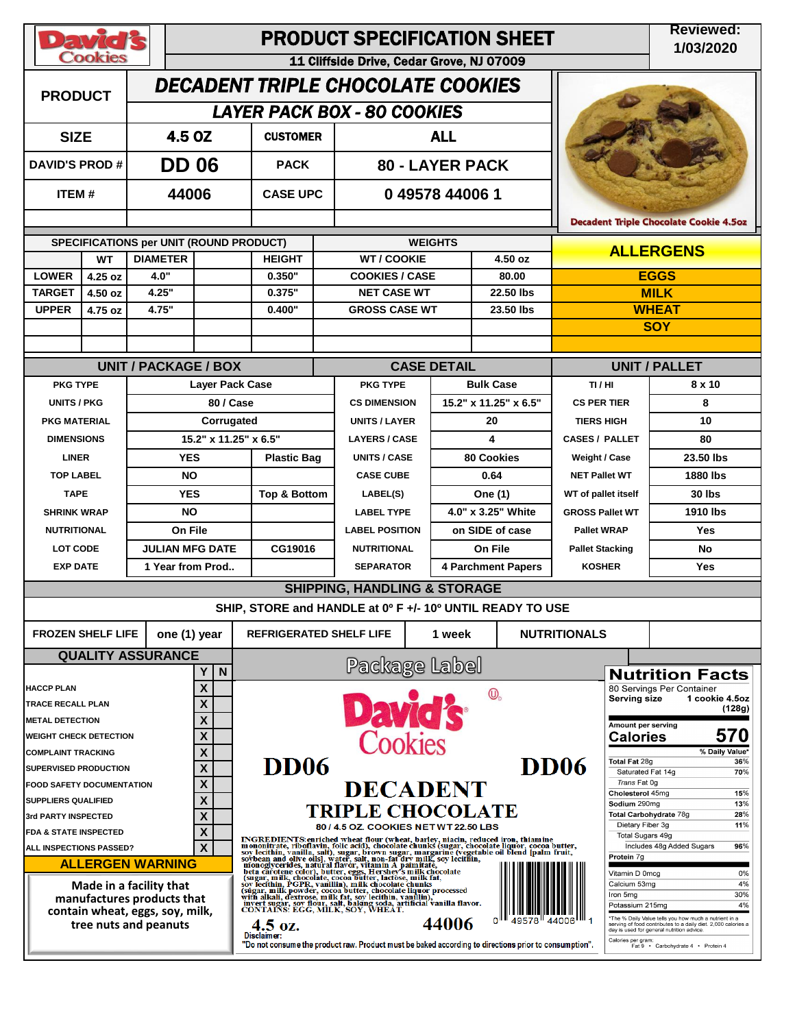# PRODUCT SPECIFICATION SHEET

David's Cookies

11 Cliffside Drive, Cedar Grove, NJ 07009

Reviewed: 1/03/2020

| PRODUCT | DECADENT TRIPLE CHOCOLATE COOKIES | | |
|---|---|---|---|
| | LAYER PACK BOX - 80 COOKIES | | |
| SIZE | 4.5 OZ | CUSTOMER | ALL |
| DAVID'S PROD # | DD 06 | PACK | 80 - LAYER PACK |
| ITEM # | 44006 | CASE UPC | 0 49578 44006 1 |

Decadent Triple Chocolate Cookie 4.5oz

| SPECIFICATIONS per UNIT (ROUND PRODUCT) | | | | | WEIGHTS | |
|---|---|---|---|---|---|---|
| | WT | DIAMETER | | HEIGHT | WT / COOKIE | 4.50 oz |
| LOWER | 4.25 oz | 4.0" | | 0.350" | COOKIES / CASE | 80.00 |
| TARGET | 4.50 oz | 4.25" | | 0.375" | NET CASE WT | 22.50 lbs |
| UPPER | 4.75 oz | 4.75" | | 0.400" | GROSS CASE WT | 23.50 lbs |

| ALLERGENS |
|---|
| EGGS |
| MILK |
| WHEAT |
| SOY |

| UNIT / PACKAGE / BOX | | | CASE DETAIL | | UNIT / PALLET | |
|---|---|---|---|---|---|---|
| PKG TYPE | Layer Pack Case | | PKG TYPE | Bulk Case | TI / HI | 8 x 10 |
| UNITS / PKG | 80 / Case | | CS DIMENSION | 15.2" x 11.25" x 6.5" | CS PER TIER | 8 |
| PKG MATERIAL | Corrugated | | UNITS / LAYER | 20 | TIERS HIGH | 10 |
| DIMENSIONS | 15.2" x 11.25" x 6.5" | | LAYERS / CASE | 4 | CASES / PALLET | 80 |
| LINER | YES | Plastic Bag | UNITS / CASE | 80 Cookies | Weight / Case | 23.50 lbs |
| TOP LABEL | NO | | CASE CUBE | 0.64 | NET Pallet WT | 1880 lbs |
| TAPE | YES | Top & Bottom | LABEL(S) | One (1) | WT of pallet itself | 30 lbs |
| SHRINK WRAP | NO | | LABEL TYPE | 4.0" x 3.25" White | GROSS Pallet WT | 1910 lbs |
| NUTRITIONAL | On File | | LABEL POSITION | on SIDE of case | Pallet WRAP | Yes |
| LOT CODE | JULIAN MFG DATE | CG19016 | NUTRITIONAL | On File | Pallet Stacking | No |
| EXP DATE | 1 Year from Prod.. | | SEPARATOR | 4 Parchment Papers | KOSHER | Yes |

## SHIPPING, HANDLING & STORAGE

SHIP, STORE and HANDLE at 0º F +/- 10º UNTIL READY TO USE

| FROZEN SHELF LIFE | one (1) year | REFRIGERATED SHELF LIFE | 1 week | NUTRITIONALS |
|---|---|---|---|---|

## QUALITY ASSURANCE

| | Y | N |
|---|---|---|
| HACCP PLAN | X | |
| TRACE RECALL PLAN | X | |
| METAL DETECTION | X | |
| WEIGHT CHECK DETECTION | X | |
| COMPLAINT TRACKING | X | |
| SUPERVISED PRODUCTION | X | |
| FOOD SAFETY DOCUMENTATION | X | |
| SUPPLIERS QUALIFIED | X | |
| 3rd PARTY INSPECTED | X | |
| FDA & STATE INSPECTED | X | |
| ALL INSPECTIONS PASSED? | X | |

## ALLERGEN WARNING

Made in a facility that manufactures products that contain wheat, eggs, soy, milk, tree nuts and peanuts

## Package Label

David's Cookies

DD06 DD06

DECADENT TRIPLE CHOCOLATE

80 / 4.5 OZ. COOKIES NET WT 22.50 LBS

INGREDIENTS: enriched wheat flour (wheat, barley, niacin, reduced iron, thiamine mononitrate, riboflavin, folic acid), chocolate chunks (sugar, chocolate liquor, cocoa butter, soy lecithin, vanilla, salt), sugar, brown sugar, margarine (vegetable oil blend [palm fruit, soybean and olive oils], water, salt, non-fat dry milk, soy lecithin, monoglycerides, natural flavor, vitamin A palmitate, beta carotene color), butter, eggs, Hershey's milk chocolate (sugar, milk, chocolate, cocoa butter, lactose, milk fat, soy lecithin, PGPR, vanillin), milk chocolate chunks (sugar, milk powder, cocoa butter, chocolate liquor processed with alkali, dextrose, milk fat, soy lecithin, vanillin), invert sugar, soy flour, salt, baking soda, artificial vanilla flavor. CONTAINS: EGG, MILK, SOY, WHEAT.

4.5 oz. 44006 0 49578 44006 1

Disclaimer: "Do not consume the product raw. Product must be baked according to directions prior to consumption".

## Nutrition Facts

80 Servings Per Container
**Serving size** 1 cookie 4.5oz (128g)

Amount per serving
**Calories 570**

| | % Daily Value* |
|---|---|
| **Total Fat** 28g | 36% |
| Saturated Fat 14g | 70% |
| *Trans* Fat 0g | |
| **Cholesterol** 45mg | 15% |
| **Sodium** 290mg | 13% |
| **Total Carbohydrate** 78g | 28% |
| Dietary Fiber 3g | 11% |
| Total Sugars 49g | |
| Includes 48g Added Sugars | 96% |
| **Protein** 7g | |
| Vitamin D 0mcg | 0% |
| Calcium 53mg | 4% |
| Iron 5mg | 30% |
| Potassium 215mg | 4% |

*The % Daily Value tells you how much a nutrient in a serving of food contributes to a daily diet. 2,000 calories a day is used for general nutrition advice.

Calories per gram: Fat 9 • Carbohydrate 4 • Protein 4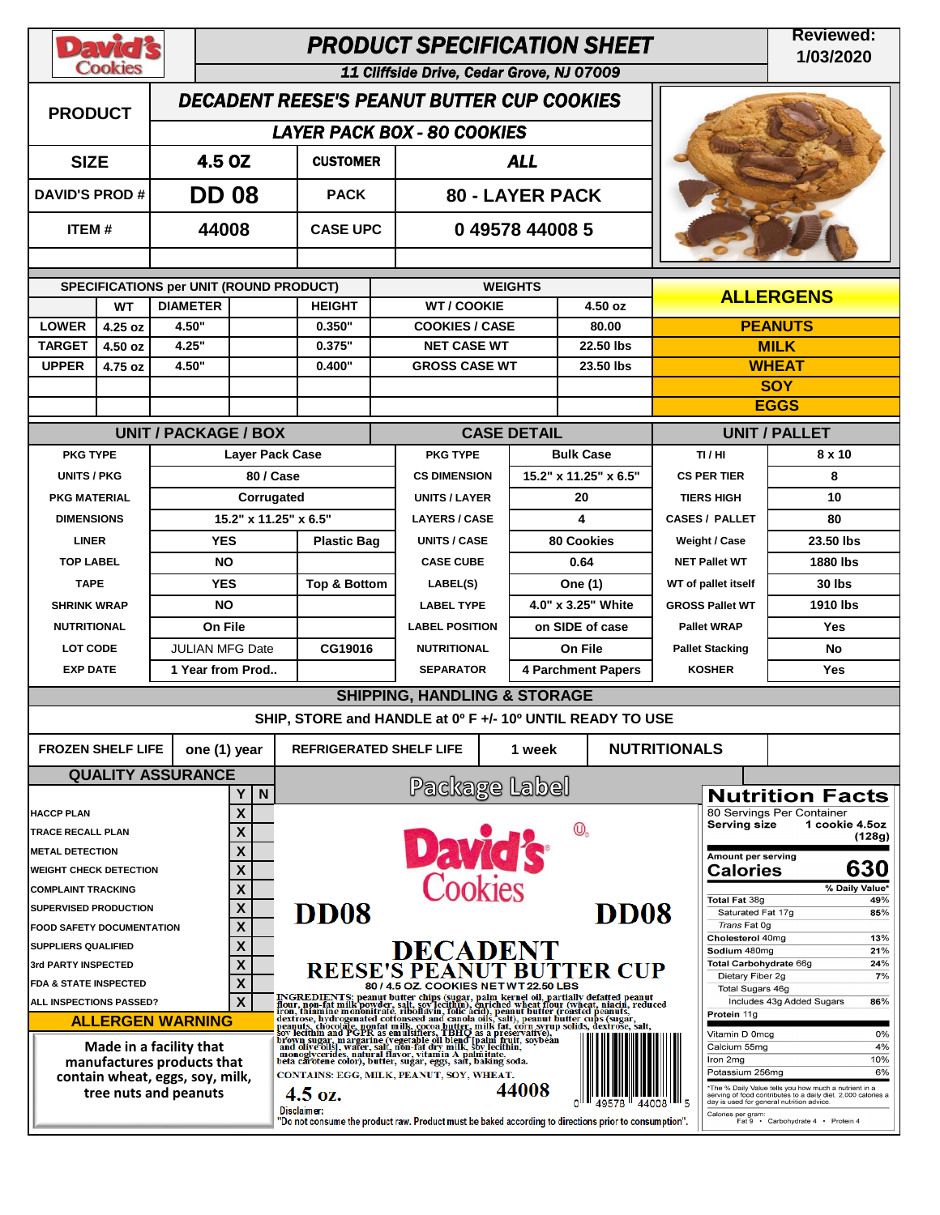# PRODUCT SPECIFICATION SHEET

David's Cookies

11 Cliffside Drive, Cedar Grove, NJ 07009

**Reviewed: 1/03/2020**

| | | | |
|---|---|---|---|
| **PRODUCT** | **DECADENT REESE'S PEANUT BUTTER CUP COOKIES** | | |
| | **LAYER PACK BOX - 80 COOKIES** | | |
| **SIZE** | **4.5 OZ** | **CUSTOMER** | **ALL** |
| **DAVID'S PROD #** | **DD 08** | **PACK** | **80 - LAYER PACK** |
| **ITEM #** | **44008** | **CASE UPC** | **0 49578 44008 5** |

| SPECIFICATIONS per UNIT (ROUND PRODUCT) | | | | WEIGHTS | |
|---|---|---|---|---|---|
| | WT | DIAMETER | HEIGHT | WT / COOKIE | 4.50 oz |
| LOWER | 4.25 oz | 4.50" | 0.350" | COOKIES / CASE | 80.00 |
| TARGET | 4.50 oz | 4.25" | 0.375" | NET CASE WT | 22.50 lbs |
| UPPER | 4.75 oz | 4.50" | 0.400" | GROSS CASE WT | 23.50 lbs |

## ALLERGENS

- PEANUTS
- MILK
- WHEAT
- SOY
- EGGS

| UNIT / PACKAGE / BOX | | | CASE DETAIL | | UNIT / PALLET | |
|---|---|---|---|---|---|---|
| PKG TYPE | Layer Pack Case | | PKG TYPE | Bulk Case | TI / HI | 8 x 10 |
| UNITS / PKG | 80 / Case | | CS DIMENSION | 15.2" x 11.25" x 6.5" | CS PER TIER | 8 |
| PKG MATERIAL | Corrugated | | UNITS / LAYER | 20 | TIERS HIGH | 10 |
| DIMENSIONS | 15.2" x 11.25" x 6.5" | | LAYERS / CASE | 4 | CASES / PALLET | 80 |
| LINER | YES | Plastic Bag | UNITS / CASE | 80 Cookies | Weight / Case | 23.50 lbs |
| TOP LABEL | NO | | CASE CUBE | 0.64 | NET Pallet WT | 1880 lbs |
| TAPE | YES | Top & Bottom | LABEL(S) | One (1) | WT of pallet itself | 30 lbs |
| SHRINK WRAP | NO | | LABEL TYPE | 4.0" x 3.25" White | GROSS Pallet WT | 1910 lbs |
| NUTRITIONAL | On File | | LABEL POSITION | on SIDE of case | Pallet WRAP | Yes |
| LOT CODE | JULIAN MFG Date | CG19016 | NUTRITIONAL | On File | Pallet Stacking | No |
| EXP DATE | 1 Year from Prod.. | | SEPARATOR | 4 Parchment Papers | KOSHER | Yes |

## SHIPPING, HANDLING & STORAGE

SHIP, STORE and HANDLE at 0º F +/- 10º UNTIL READY TO USE

| FROZEN SHELF LIFE | one (1) year | REFRIGERATED SHELF LIFE | 1 week | NUTRITIONALS |
|---|---|---|---|---|

## QUALITY ASSURANCE

| | Y | N |
|---|---|---|
| HACCP PLAN | X | |
| TRACE RECALL PLAN | X | |
| METAL DETECTION | X | |
| WEIGHT CHECK DETECTION | X | |
| COMPLAINT TRACKING | X | |
| SUPERVISED PRODUCTION | X | |
| FOOD SAFETY DOCUMENTATION | X | |
| SUPPLIERS QUALIFIED | X | |
| 3rd PARTY INSPECTED | X | |
| FDA & STATE INSPECTED | X | |
| ALL INSPECTIONS PASSED? | X | |

## ALLERGEN WARNING

Made in a facility that manufactures products that contain wheat, eggs, soy, milk, tree nuts and peanuts

## Package Label

David's Cookies

DD08 DD08

**DECADENT REESE'S PEANUT BUTTER CUP**

80 / 4.5 OZ. COOKIES NET WT 22.50 LBS

INGREDIENTS: peanut butter chips (sugar, palm kernel oil, partially defatted peanut flour, non-fat milk powder, salt, soy lecithin), enriched wheat flour (wheat, niacin, reduced iron, thiamine mononitrate, riboflavin, folic acid), peanut butter (roasted peanuts, dextrose, hydrogenated cottonseed and canola oils, salt), peanut butter cups (sugar, peanuts, chocolate, nonfat milk, cocoa butter, milk fat, corn syrup solids, dextrose, salt, soy lecithin and PGPR as emulsifiers, TBHQ as a preservative), brown sugar, margarine (vegetable oil blend [palm fruit, soybean and olive oils], water, salt, non-fat dry milk, soy lecithin, monoglycerides, natural flavor, vitamin A palmitate, beta carotene color), butter, sugar, eggs, salt, baking soda.

CONTAINS: EGG, MILK, PEANUT, SOY, WHEAT.

4.5 oz. 44008

0 49578 44008 5

Disclaimer:
"Do not consume the product raw. Product must be baked according to directions prior to consumption".

## Nutrition Facts

80 Servings Per Container
Serving size 1 cookie 4.5oz (128g)

Amount per serving
**Calories 630**

| | % Daily Value* |
|---|---|
| **Total Fat** 38g | 49% |
| Saturated Fat 17g | 85% |
| *Trans* Fat 0g | |
| **Cholesterol** 40mg | 13% |
| **Sodium** 480mg | 21% |
| **Total Carbohydrate** 66g | 24% |
| Dietary Fiber 2g | 7% |
| Total Sugars 46g | |
| Includes 43g Added Sugars | 86% |
| **Protein** 11g | |
| Vitamin D 0mcg | 0% |
| Calcium 55mg | 4% |
| Iron 2mg | 10% |
| Potassium 256mg | 6% |

*The % Daily Value tells you how much a nutrient in a serving of food contributes to a daily diet. 2,000 calories a day is used for general nutrition advice.

Calories per gram:
Fat 9 • Carbohydrate 4 • Protein 4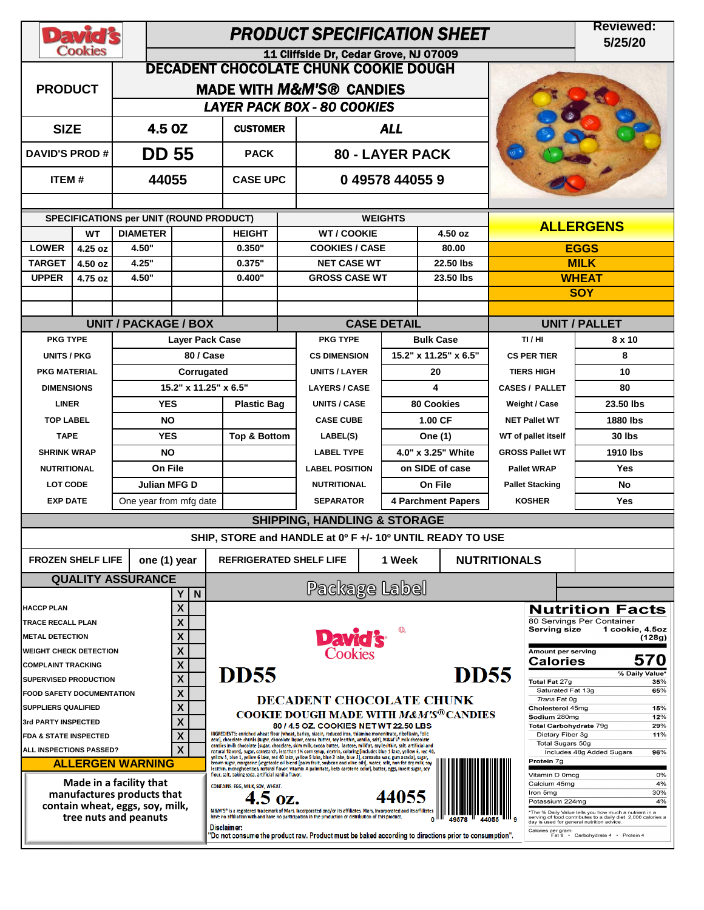# PRODUCT SPECIFICATION SHEET

David's Cookies

11 Cliffside Dr, Cedar Grove, NJ 07009

Reviewed: 5/25/20

| | | | |
|---|---|---|---|
| **PRODUCT** | **DECADENT CHOCOLATE CHUNK COOKIE DOUGH MADE WITH *M&M'S®* CANDIES** | | |
| | ***LAYER PACK BOX - 80 COOKIES*** | | |
| **SIZE** | **4.5 OZ** | **CUSTOMER** | ***ALL*** |
| **DAVID'S PROD #** | **DD 55** | **PACK** | **80 - LAYER PACK** |
| **ITEM #** | **44055** | **CASE UPC** | **0 49578 44055 9** |

## SPECIFICATIONS per UNIT (ROUND PRODUCT) / WEIGHTS / ALLERGENS

| | WT | DIAMETER | HEIGHT | WEIGHTS | | ALLERGENS |
|---|---|---|---|---|---|---|
| | | | | WT / COOKIE | 4.50 oz | EGGS |
| LOWER | 4.25 oz | 4.50" | 0.350" | COOKIES / CASE | 80.00 | MILK |
| TARGET | 4.50 oz | 4.25" | 0.375" | NET CASE WT | 22.50 lbs | WHEAT |
| UPPER | 4.75 oz | 4.50" | 0.400" | GROSS CASE WT | 23.50 lbs | SOY |

## UNIT / PACKAGE / BOX — CASE DETAIL — UNIT / PALLET

| UNIT / PACKAGE / BOX | | | CASE DETAIL | | UNIT / PALLET | |
|---|---|---|---|---|---|---|
| PKG TYPE | Layer Pack Case | | PKG TYPE | Bulk Case | TI / HI | 8 x 10 |
| UNITS / PKG | 80 / Case | | CS DIMENSION | 15.2" x 11.25" x 6.5" | CS PER TIER | 8 |
| PKG MATERIAL | Corrugated | | UNITS / LAYER | 20 | TIERS HIGH | 10 |
| DIMENSIONS | 15.2" x 11.25" x 6.5" | | LAYERS / CASE | 4 | CASES / PALLET | 80 |
| LINER | YES | Plastic Bag | UNITS / CASE | 80 Cookies | Weight / Case | 23.50 lbs |
| TOP LABEL | NO | | CASE CUBE | 1.00 CF | NET Pallet WT | 1880 lbs |
| TAPE | YES | Top & Bottom | LABEL(S) | One (1) | WT of pallet itself | 30 lbs |
| SHRINK WRAP | NO | | LABEL TYPE | 4.0" x 3.25" White | GROSS Pallet WT | 1910 lbs |
| NUTRITIONAL | On File | | LABEL POSITION | on SIDE of case | Pallet WRAP | Yes |
| LOT CODE | Julian MFG D | | NUTRITIONAL | On File | Pallet Stacking | No |
| EXP DATE | One year from mfg date | | SEPARATOR | 4 Parchment Papers | KOSHER | Yes |

## SHIPPING, HANDLING & STORAGE

**SHIP, STORE and HANDLE at 0º F +/- 10º UNTIL READY TO USE**

| FROZEN SHELF LIFE | one (1) year | REFRIGERATED SHELF LIFE | 1 Week | NUTRITIONALS |
|---|---|---|---|---|

## QUALITY ASSURANCE

| | Y | N |
|---|---|---|
| HACCP PLAN | X | |
| TRACE RECALL PLAN | X | |
| METAL DETECTION | X | |
| WEIGHT CHECK DETECTION | X | |
| COMPLAINT TRACKING | X | |
| SUPERVISED PRODUCTION | X | |
| FOOD SAFETY DOCUMENTATION | X | |
| SUPPLIERS QUALIFIED | X | |
| 3rd PARTY INSPECTED | X | |
| FDA & STATE INSPECTED | X | |
| ALL INSPECTIONS PASSED? | X | |

## ALLERGEN WARNING

Made in a facility that manufactures products that contain wheat, eggs, soy, milk, tree nuts and peanuts

## Package Label

David's Cookies

DD55 DD55

DECADENT CHOCOLATE CHUNK COOKIE DOUGH MADE WITH *M&M'S®* CANDIES

80 / 4.5 OZ. COOKIES NET WT 22.50 LBS

INGREDIENTS: enriched wheat flour (wheat, barley, niacin, reduced iron, thiamine mononitrate, riboflavin, folic acid), chocolate chunks (sugar, chocolate liquor, cocoa butter, soy lecithin, vanilla, salt), M&M'S® milk chocolate candies (milk chocolate [sugar, chocolate, skim milk, cocoa butter, lactose, milkfat, soy lecithin, salt, artificial and natural flavors], sugar, cornstarch, less than 1% corn syrup, dextrin, coloring [includes blue 1 lake, yellow 6, red 40, yellow 5, blue 1, yellow 6 lake, red 40 lake, yellow 5 lake, blue 2 lake, blue 2], carnauba wax, gum acacia), sugar, brown sugar, margarine (vegetable oil blend [palm fruit, soybean and olive oils], water, salt, non-fat dry milk, soy lecithin, monoglycerides, natural flavor, vitamin A palmitate, beta carotene color), butter, eggs, invert sugar, soy flour, salt, baking soda, artificial vanilla flavor.

CONTAINS: EGG, MILK, SOY, WHEAT.

4.5 oz. 44055

M&M'S® is a registered trademark of Mars, Incorporated and/or its affiliates. Mars, Incorporated and its affiliates have no affiliation with and have no participation in the production or distribution of this product.

0 49578 44055 9

Disclaimer:
"Do not consume the product raw. Product must be baked according to directions prior to consumption".

### Nutrition Facts

80 Servings Per Container
**Serving size** 1 cookie, 4.5oz (128g)

Amount per serving
**Calories 570**

| | % Daily Value* |
|---|---|
| **Total Fat** 27g | 35% |
| Saturated Fat 13g | 65% |
| *Trans* Fat 0g | |
| **Cholesterol** 45mg | 15% |
| **Sodium** 280mg | 12% |
| **Total Carbohydrate** 79g | 29% |
| Dietary Fiber 3g | 11% |
| Total Sugars 50g | |
| Includes 48g Added Sugars | 96% |
| **Protein** 7g | |
| Vitamin D 0mcg | 0% |
| Calcium 45mg | 4% |
| Iron 5mg | 30% |
| Potassium 224mg | 4% |

*The % Daily Value tells you how much a nutrient in a serving of food contributes to a daily diet. 2,000 calories a day is used for general nutrition advice.

Calories per gram:
Fat 9 • Carbohydrate 4 • Protein 4